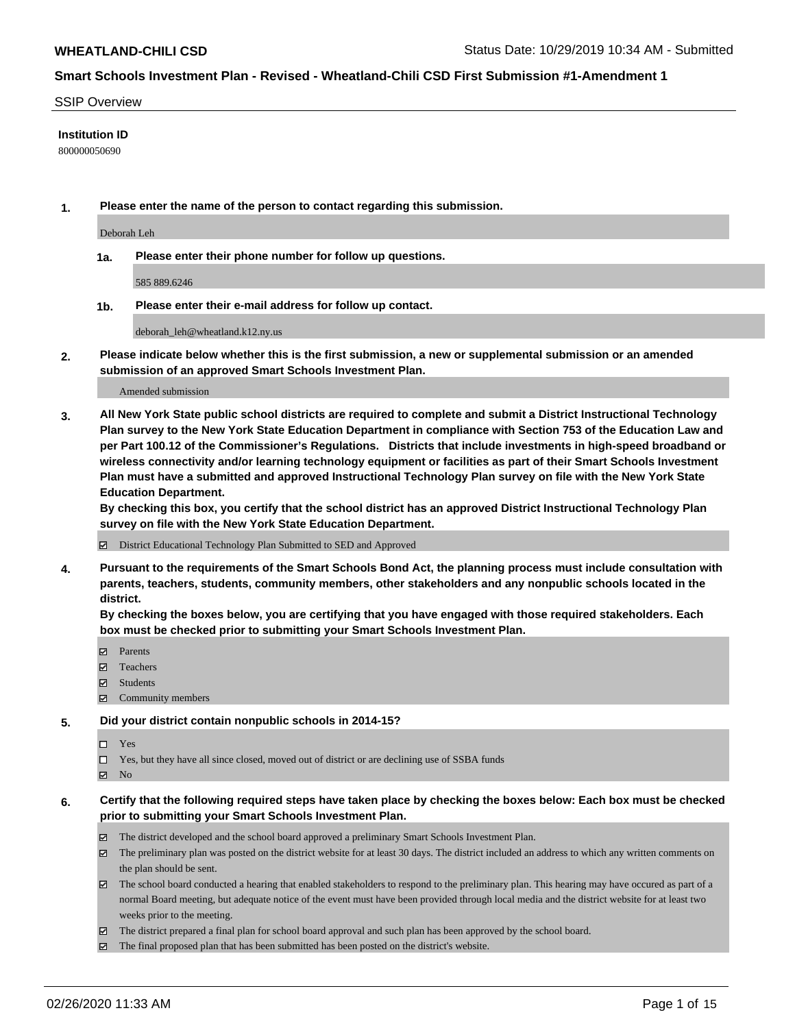## SSIP Overview

**Institution ID**

800000050690

**1. Please enter the name of the person to contact regarding this submission.**

Deborah Leh

**1a. Please enter their phone number for follow up questions.**

585 889.6246

**1b. Please enter their e-mail address for follow up contact.**

deborah_leh@wheatland.k12.ny.us

**2. Please indicate below whether this is the first submission, a new or supplemental submission or an amended submission of an approved Smart Schools Investment Plan.**

Amended submission

**3. All New York State public school districts are required to complete and submit a District Instructional Technology Plan survey to the New York State Education Department in compliance with Section 753 of the Education Law and per Part 100.12 of the Commissioner's Regulations. Districts that include investments in high-speed broadband or wireless connectivity and/or learning technology equipment or facilities as part of their Smart Schools Investment Plan must have a submitted and approved Instructional Technology Plan survey on file with the New York State Education Department.**
**By checking this box, you certify that the school district has an approved District Instructional Technology Plan survey on file with the New York State Education Department.**

☑ District Educational Technology Plan Submitted to SED and Approved

**4. Pursuant to the requirements of the Smart Schools Bond Act, the planning process must include consultation with parents, teachers, students, community members, other stakeholders and any nonpublic schools located in the district.**
**By checking the boxes below, you are certifying that you have engaged with those required stakeholders. Each box must be checked prior to submitting your Smart Schools Investment Plan.**

☑ Parents
☑ Teachers
☑ Students
☑ Community members

**5. Did your district contain nonpublic schools in 2014-15?**

☐ Yes
☐ Yes, but they have all since closed, moved out of district or are declining use of SSBA funds
☑ No

**6. Certify that the following required steps have taken place by checking the boxes below: Each box must be checked prior to submitting your Smart Schools Investment Plan.**

☑ The district developed and the school board approved a preliminary Smart Schools Investment Plan.
☑ The preliminary plan was posted on the district website for at least 30 days. The district included an address to which any written comments on the plan should be sent.
☑ The school board conducted a hearing that enabled stakeholders to respond to the preliminary plan. This hearing may have occured as part of a normal Board meeting, but adequate notice of the event must have been provided through local media and the district website for at least two weeks prior to the meeting.
☑ The district prepared a final plan for school board approval and such plan has been approved by the school board.
☑ The final proposed plan that has been submitted has been posted on the district's website.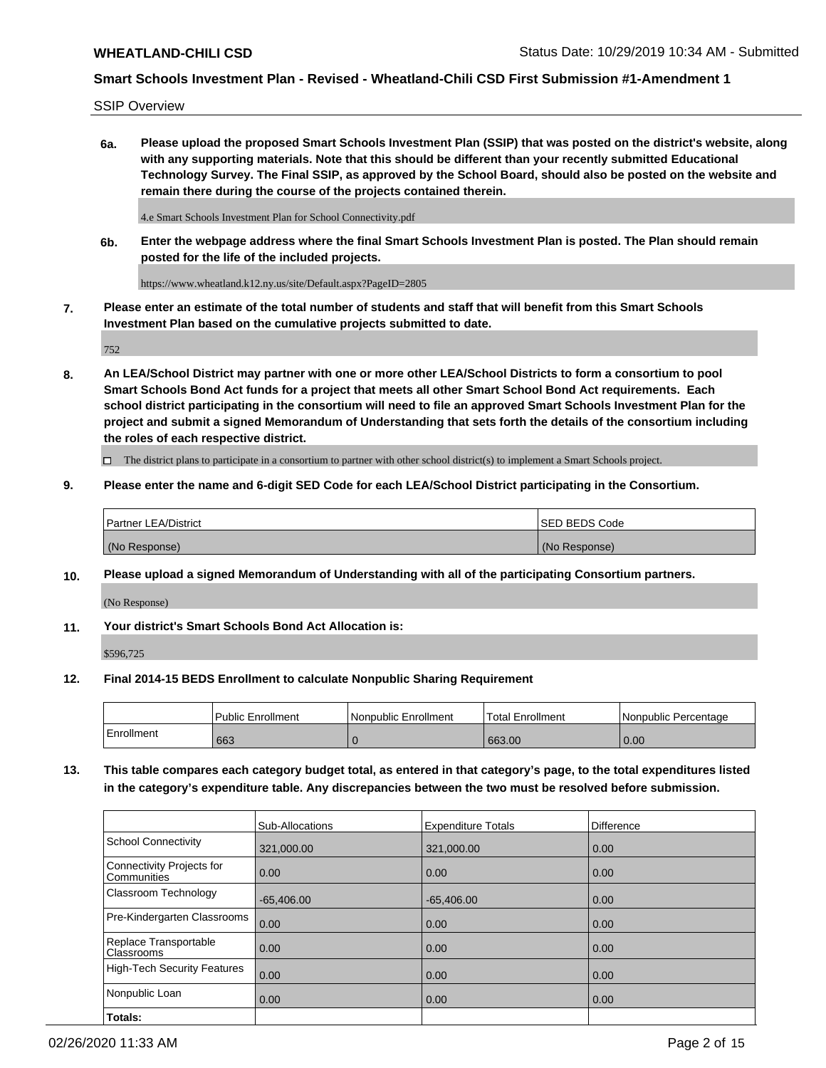SSIP Overview

**6a. Please upload the proposed Smart Schools Investment Plan (SSIP) that was posted on the district's website, along with any supporting materials. Note that this should be different than your recently submitted Educational Technology Survey. The Final SSIP, as approved by the School Board, should also be posted on the website and remain there during the course of the projects contained therein.**

4.e Smart Schools Investment Plan for School Connectivity.pdf

**6b. Enter the webpage address where the final Smart Schools Investment Plan is posted. The Plan should remain posted for the life of the included projects.**

https://www.wheatland.k12.ny.us/site/Default.aspx?PageID=2805

**7. Please enter an estimate of the total number of students and staff that will benefit from this Smart Schools Investment Plan based on the cumulative projects submitted to date.**

752

**8. An LEA/School District may partner with one or more other LEA/School Districts to form a consortium to pool Smart Schools Bond Act funds for a project that meets all other Smart School Bond Act requirements. Each school district participating in the consortium will need to file an approved Smart Schools Investment Plan for the project and submit a signed Memorandum of Understanding that sets forth the details of the consortium including the roles of each respective district.**

☐ The district plans to participate in a consortium to partner with other school district(s) to implement a Smart Schools project.

**9. Please enter the name and 6-digit SED Code for each LEA/School District participating in the Consortium.**

| Partner LEA/District | SED BEDS Code |
|---|---|
| (No Response) | (No Response) |

**10. Please upload a signed Memorandum of Understanding with all of the participating Consortium partners.**

(No Response)

**11. Your district's Smart Schools Bond Act Allocation is:**

$596,725

**12. Final 2014-15 BEDS Enrollment to calculate Nonpublic Sharing Requirement**

| | Public Enrollment | Nonpublic Enrollment | Total Enrollment | Nonpublic Percentage |
|---|---|---|---|---|
| Enrollment | 663 | 0 | 663.00 | 0.00 |

**13. This table compares each category budget total, as entered in that category's page, to the total expenditures listed in the category's expenditure table. Any discrepancies between the two must be resolved before submission.**

| | Sub-Allocations | Expenditure Totals | Difference |
|---|---|---|---|
| School Connectivity | 321,000.00 | 321,000.00 | 0.00 |
| Connectivity Projects for Communities | 0.00 | 0.00 | 0.00 |
| Classroom Technology | -65,406.00 | -65,406.00 | 0.00 |
| Pre-Kindergarten Classrooms | 0.00 | 0.00 | 0.00 |
| Replace Transportable Classrooms | 0.00 | 0.00 | 0.00 |
| High-Tech Security Features | 0.00 | 0.00 | 0.00 |
| Nonpublic Loan | 0.00 | 0.00 | 0.00 |
| **Totals:** | | | |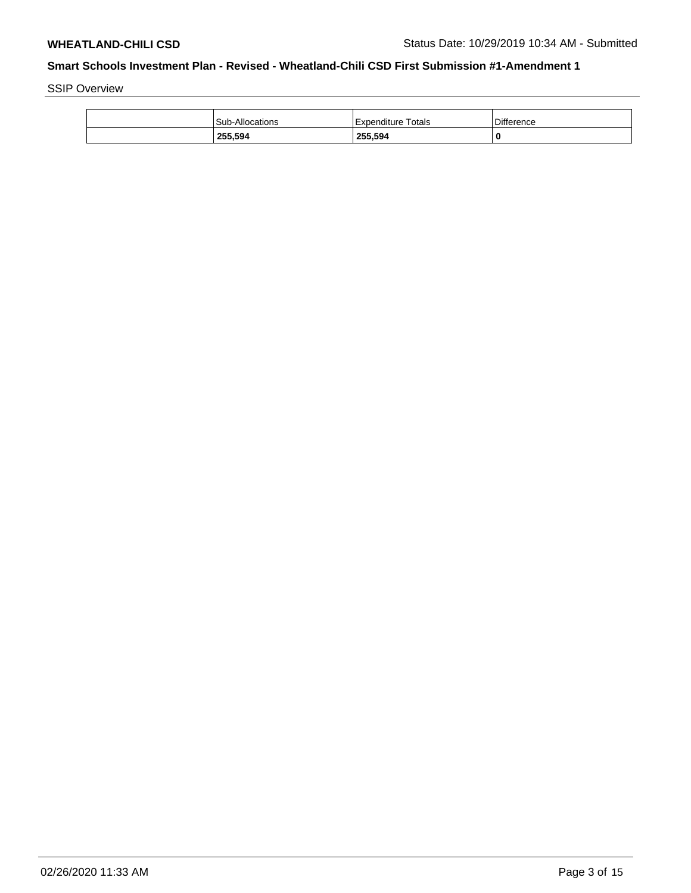SSIP Overview

| | Sub-Allocations | Expenditure Totals | Difference |
|---|---|---|---|
| | **255,594** | **255,594** | **0** |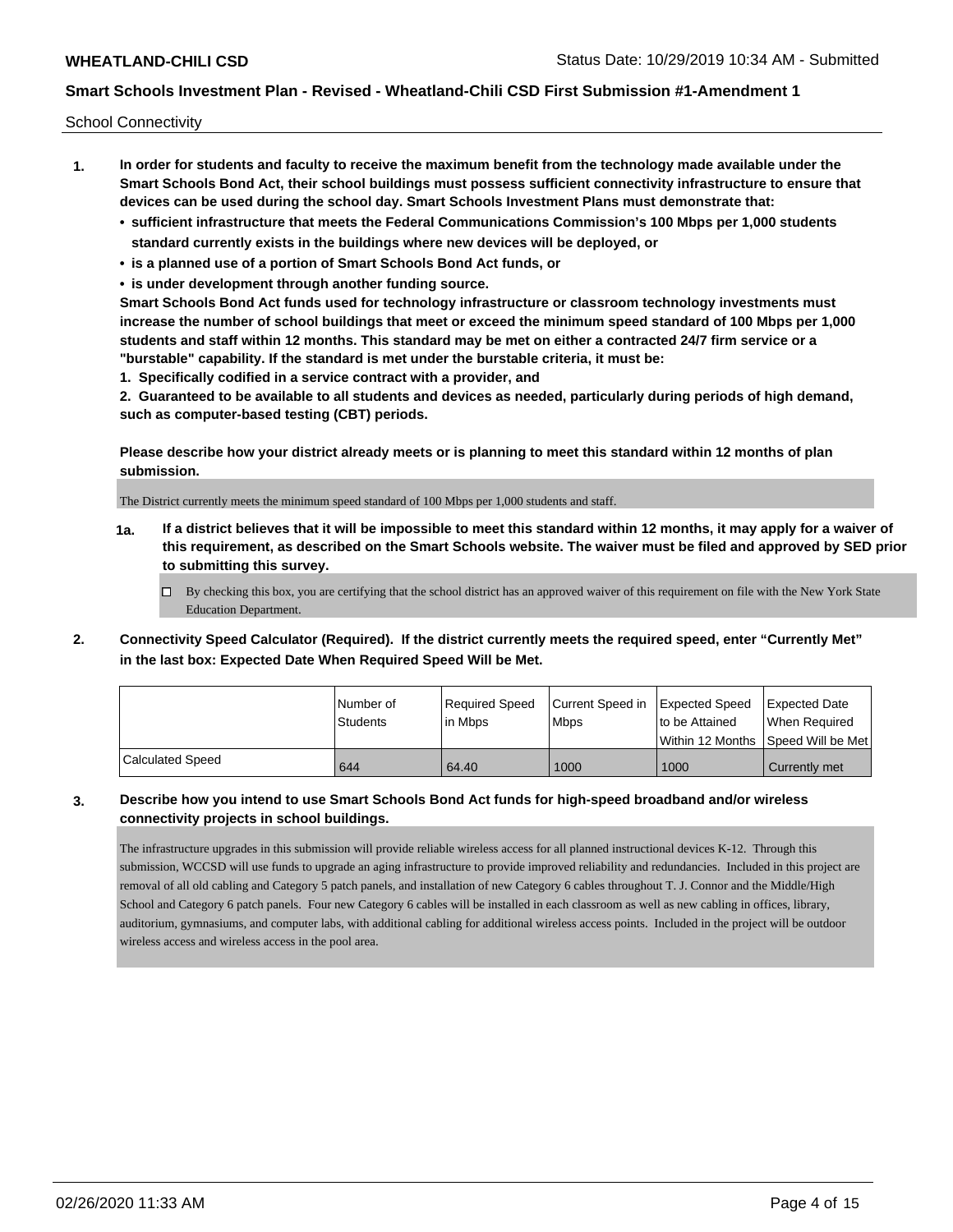School Connectivity

1. **In order for students and faculty to receive the maximum benefit from the technology made available under the Smart Schools Bond Act, their school buildings must possess sufficient connectivity infrastructure to ensure that devices can be used during the school day. Smart Schools Investment Plans must demonstrate that:**
   - **sufficient infrastructure that meets the Federal Communications Commission's 100 Mbps per 1,000 students standard currently exists in the buildings where new devices will be deployed, or**
   - **is a planned use of a portion of Smart Schools Bond Act funds, or**
   - **is under development through another funding source.**

   **Smart Schools Bond Act funds used for technology infrastructure or classroom technology investments must increase the number of school buildings that meet or exceed the minimum speed standard of 100 Mbps per 1,000 students and staff within 12 months. This standard may be met on either a contracted 24/7 firm service or a "burstable" capability. If the standard is met under the burstable criteria, it must be:**

   **1. Specifically codified in a service contract with a provider, and**

   **2. Guaranteed to be available to all students and devices as needed, particularly during periods of high demand, such as computer-based testing (CBT) periods.**

   **Please describe how your district already meets or is planning to meet this standard within 12 months of plan submission.**

   The District currently meets the minimum speed standard of 100 Mbps per 1,000 students and staff.

   **1a. If a district believes that it will be impossible to meet this standard within 12 months, it may apply for a waiver of this requirement, as described on the Smart Schools website. The waiver must be filed and approved by SED prior to submitting this survey.**

   ☐ By checking this box, you are certifying that the school district has an approved waiver of this requirement on file with the New York State Education Department.

2. **Connectivity Speed Calculator (Required). If the district currently meets the required speed, enter "Currently Met" in the last box: Expected Date When Required Speed Will be Met.**

| | Number of Students | Required Speed in Mbps | Current Speed in Mbps | Expected Speed to be Attained Within 12 Months | Expected Date When Required Speed Will be Met |
|---|---|---|---|---|---|
| Calculated Speed | 644 | 64.40 | 1000 | 1000 | Currently met |

3. **Describe how you intend to use Smart Schools Bond Act funds for high-speed broadband and/or wireless connectivity projects in school buildings.**

   The infrastructure upgrades in this submission will provide reliable wireless access for all planned instructional devices K-12. Through this submission, WCCSD will use funds to upgrade an aging infrastructure to provide improved reliability and redundancies. Included in this project are removal of all old cabling and Category 5 patch panels, and installation of new Category 6 cables throughout T. J. Connor and the Middle/High School and Category 6 patch panels. Four new Category 6 cables will be installed in each classroom as well as new cabling in offices, library, auditorium, gymnasiums, and computer labs, with additional cabling for additional wireless access points. Included in the project will be outdoor wireless access and wireless access in the pool area.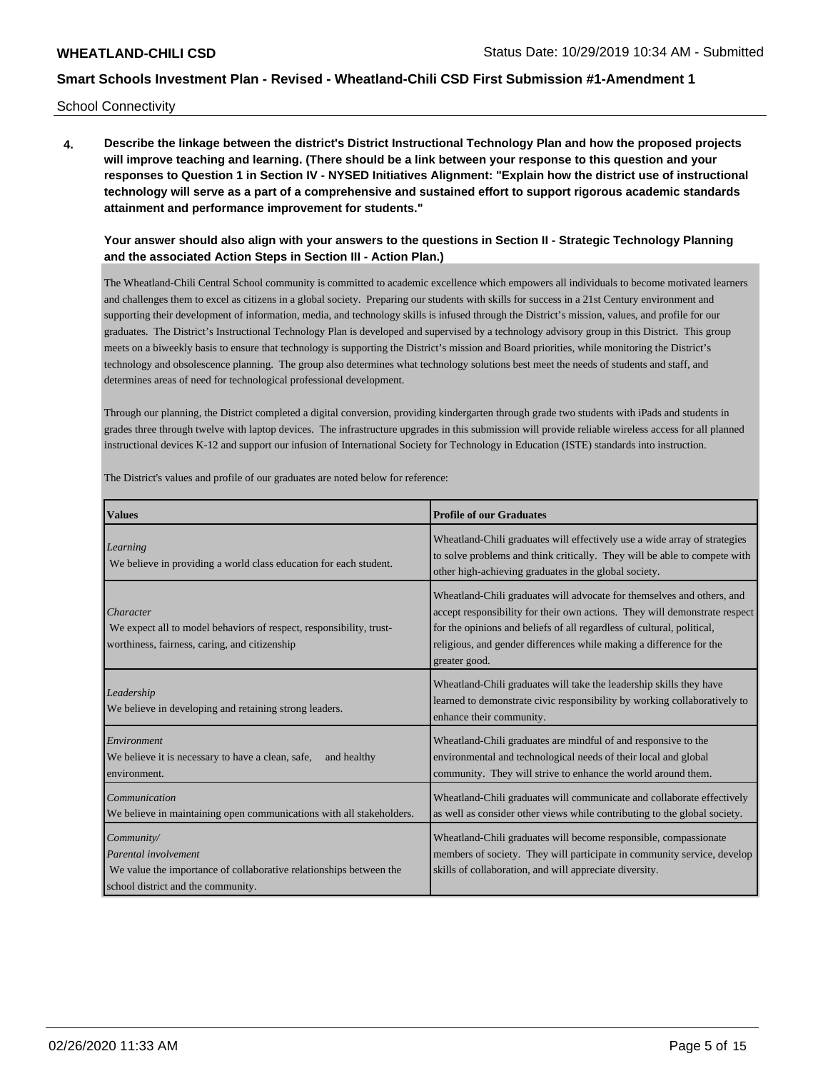School Connectivity

**4. Describe the linkage between the district's District Instructional Technology Plan and how the proposed projects will improve teaching and learning. (There should be a link between your response to this question and your responses to Question 1 in Section IV - NYSED Initiatives Alignment: "Explain how the district use of instructional technology will serve as a part of a comprehensive and sustained effort to support rigorous academic standards attainment and performance improvement for students."**

**Your answer should also align with your answers to the questions in Section II - Strategic Technology Planning and the associated Action Steps in Section III - Action Plan.)**

The Wheatland-Chili Central School community is committed to academic excellence which empowers all individuals to become motivated learners and challenges them to excel as citizens in a global society. Preparing our students with skills for success in a 21st Century environment and supporting their development of information, media, and technology skills is infused through the District's mission, values, and profile for our graduates. The District's Instructional Technology Plan is developed and supervised by a technology advisory group in this District. This group meets on a biweekly basis to ensure that technology is supporting the District's mission and Board priorities, while monitoring the District's technology and obsolescence planning. The group also determines what technology solutions best meet the needs of students and staff, and determines areas of need for technological professional development.

Through our planning, the District completed a digital conversion, providing kindergarten through grade two students with iPads and students in grades three through twelve with laptop devices. The infrastructure upgrades in this submission will provide reliable wireless access for all planned instructional devices K-12 and support our infusion of International Society for Technology in Education (ISTE) standards into instruction.

The District's values and profile of our graduates are noted below for reference:

| **Values** | **Profile of our Graduates** |
|---|---|
| *Learning*<br>We believe in providing a world class education for each student. | Wheatland-Chili graduates will effectively use a wide array of strategies to solve problems and think critically. They will be able to compete with other high-achieving graduates in the global society. |
| *Character*<br>We expect all to model behaviors of respect, responsibility, trust-worthiness, fairness, caring, and citizenship | Wheatland-Chili graduates will advocate for themselves and others, and accept responsibility for their own actions. They will demonstrate respect for the opinions and beliefs of all regardless of cultural, political, religious, and gender differences while making a difference for the greater good. |
| *Leadership*<br>We believe in developing and retaining strong leaders. | Wheatland-Chili graduates will take the leadership skills they have learned to demonstrate civic responsibility by working collaboratively to enhance their community. |
| *Environment*<br>We believe it is necessary to have a clean, safe, and healthy environment. | Wheatland-Chili graduates are mindful of and responsive to the environmental and technological needs of their local and global community. They will strive to enhance the world around them. |
| *Communication*<br>We believe in maintaining open communications with all stakeholders. | Wheatland-Chili graduates will communicate and collaborate effectively as well as consider other views while contributing to the global society. |
| *Community/ Parental involvement*<br>We value the importance of collaborative relationships between the school district and the community. | Wheatland-Chili graduates will become responsible, compassionate members of society. They will participate in community service, develop skills of collaboration, and will appreciate diversity. |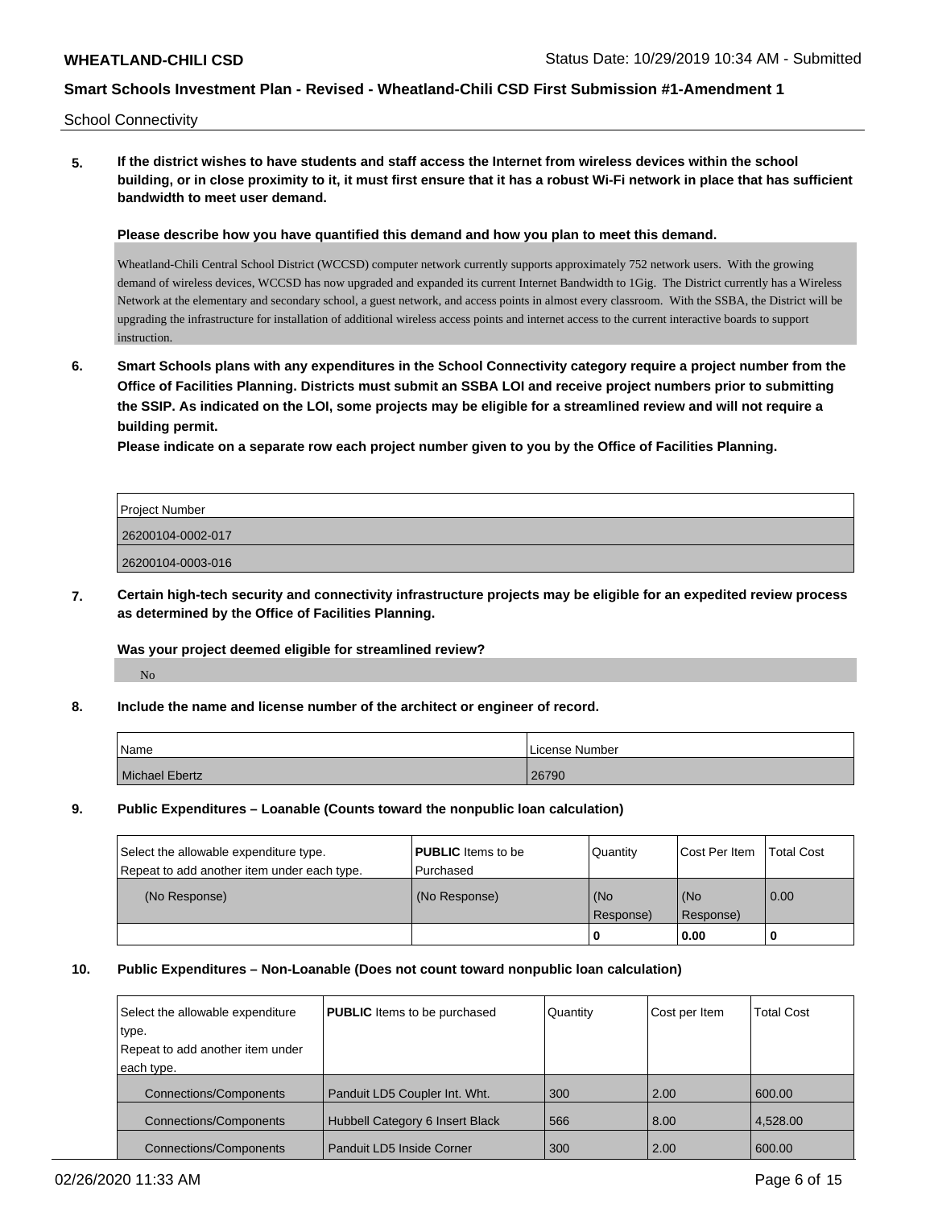School Connectivity

**5. If the district wishes to have students and staff access the Internet from wireless devices within the school building, or in close proximity to it, it must first ensure that it has a robust Wi-Fi network in place that has sufficient bandwidth to meet user demand.**

**Please describe how you have quantified this demand and how you plan to meet this demand.**

Wheatland-Chili Central School District (WCCSD) computer network currently supports approximately 752 network users. With the growing demand of wireless devices, WCCSD has now upgraded and expanded its current Internet Bandwidth to 1Gig. The District currently has a Wireless Network at the elementary and secondary school, a guest network, and access points in almost every classroom. With the SSBA, the District will be upgrading the infrastructure for installation of additional wireless access points and internet access to the current interactive boards to support instruction.

**6. Smart Schools plans with any expenditures in the School Connectivity category require a project number from the Office of Facilities Planning. Districts must submit an SSBA LOI and receive project numbers prior to submitting the SSIP. As indicated on the LOI, some projects may be eligible for a streamlined review and will not require a building permit.**

**Please indicate on a separate row each project number given to you by the Office of Facilities Planning.**

| Project Number |
| --- |
| 26200104-0002-017 |
| 26200104-0003-016 |

**7. Certain high-tech security and connectivity infrastructure projects may be eligible for an expedited review process as determined by the Office of Facilities Planning.**

**Was your project deemed eligible for streamlined review?**

No

**8. Include the name and license number of the architect or engineer of record.**

| Name | License Number |
| --- | --- |
| Michael Ebertz | 26790 |

**9. Public Expenditures – Loanable (Counts toward the nonpublic loan calculation)**

| Select the allowable expenditure type. Repeat to add another item under each type. | **PUBLIC** Items to be Purchased | Quantity | Cost Per Item | Total Cost |
| --- | --- | --- | --- | --- |
| (No Response) | (No Response) | (No Response) | (No Response) | 0.00 |
| | | **0** | **0.00** | **0** |

**10. Public Expenditures – Non-Loanable (Does not count toward nonpublic loan calculation)**

| Select the allowable expenditure type. Repeat to add another item under each type. | **PUBLIC** Items to be purchased | Quantity | Cost per Item | Total Cost |
| --- | --- | --- | --- | --- |
| Connections/Components | Panduit LD5 Coupler Int. Wht. | 300 | 2.00 | 600.00 |
| Connections/Components | Hubbell Category 6 Insert Black | 566 | 8.00 | 4,528.00 |
| Connections/Components | Panduit LD5 Inside Corner | 300 | 2.00 | 600.00 |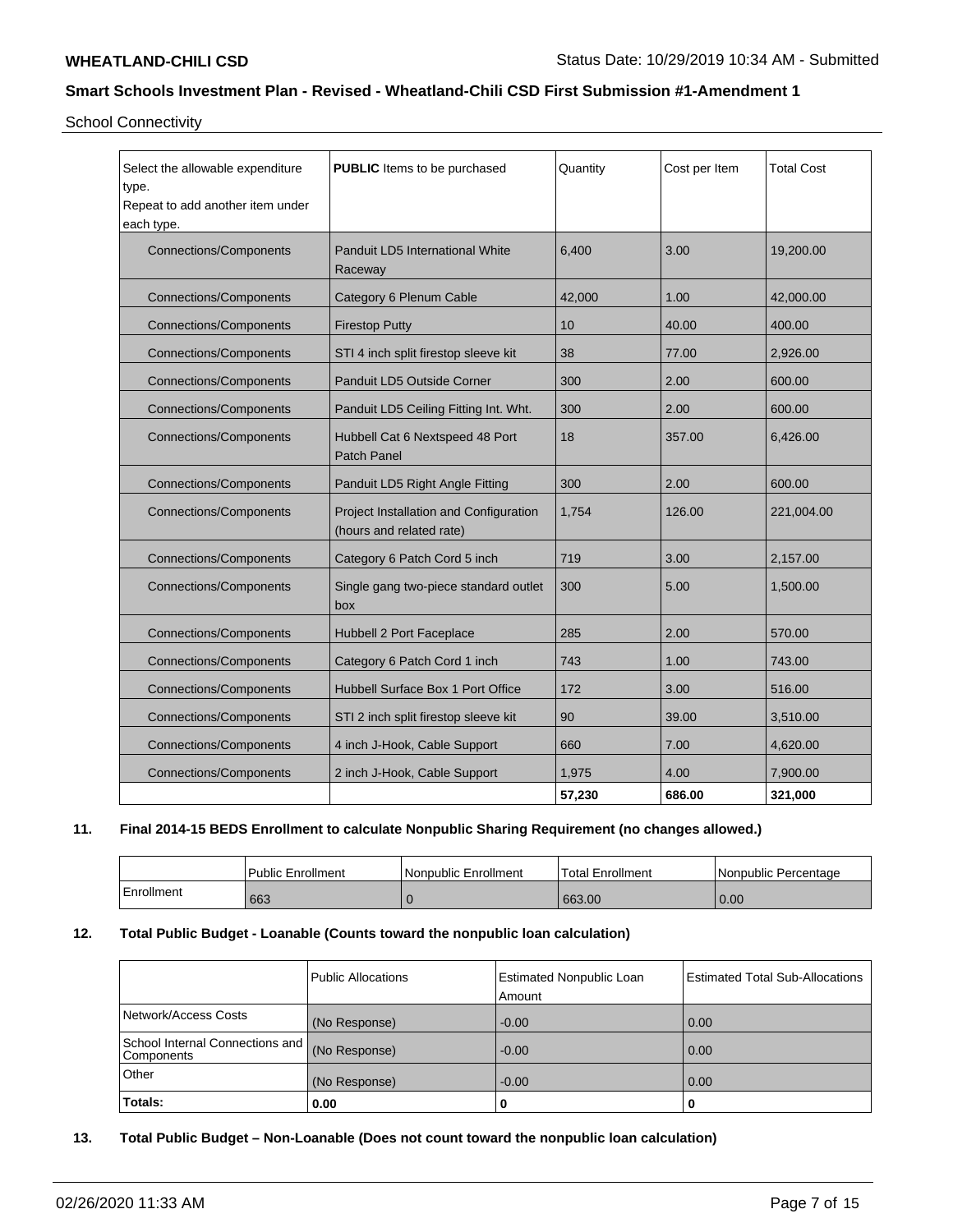School Connectivity

| Select the allowable expenditure type. Repeat to add another item under each type. | **PUBLIC** Items to be purchased | Quantity | Cost per Item | Total Cost |
|---|---|---|---|---|
| Connections/Components | Panduit LD5 International White Raceway | 6,400 | 3.00 | 19,200.00 |
| Connections/Components | Category 6 Plenum Cable | 42,000 | 1.00 | 42,000.00 |
| Connections/Components | Firestop Putty | 10 | 40.00 | 400.00 |
| Connections/Components | STI 4 inch split firestop sleeve kit | 38 | 77.00 | 2,926.00 |
| Connections/Components | Panduit LD5 Outside Corner | 300 | 2.00 | 600.00 |
| Connections/Components | Panduit LD5 Ceiling Fitting Int. Wht. | 300 | 2.00 | 600.00 |
| Connections/Components | Hubbell Cat 6 Nextspeed 48 Port Patch Panel | 18 | 357.00 | 6,426.00 |
| Connections/Components | Panduit LD5 Right Angle Fitting | 300 | 2.00 | 600.00 |
| Connections/Components | Project Installation and Configuration (hours and related rate) | 1,754 | 126.00 | 221,004.00 |
| Connections/Components | Category 6 Patch Cord 5 inch | 719 | 3.00 | 2,157.00 |
| Connections/Components | Single gang two-piece standard outlet box | 300 | 5.00 | 1,500.00 |
| Connections/Components | Hubbell 2 Port Faceplace | 285 | 2.00 | 570.00 |
| Connections/Components | Category 6 Patch Cord 1 inch | 743 | 1.00 | 743.00 |
| Connections/Components | Hubbell Surface Box 1 Port Office | 172 | 3.00 | 516.00 |
| Connections/Components | STI 2 inch split firestop sleeve kit | 90 | 39.00 | 3,510.00 |
| Connections/Components | 4 inch J-Hook, Cable Support | 660 | 7.00 | 4,620.00 |
| Connections/Components | 2 inch J-Hook, Cable Support | 1,975 | 4.00 | 7,900.00 |
| | | 57,230 | 686.00 | 321,000 |

**11. Final 2014-15 BEDS Enrollment to calculate Nonpublic Sharing Requirement (no changes allowed.)**

| | Public Enrollment | Nonpublic Enrollment | Total Enrollment | Nonpublic Percentage |
|---|---|---|---|---|
| Enrollment | 663 | 0 | 663.00 | 0.00 |

**12. Total Public Budget - Loanable (Counts toward the nonpublic loan calculation)**

| | Public Allocations | Estimated Nonpublic Loan Amount | Estimated Total Sub-Allocations |
|---|---|---|---|
| Network/Access Costs | (No Response) | -0.00 | 0.00 |
| School Internal Connections and Components | (No Response) | -0.00 | 0.00 |
| Other | (No Response) | -0.00 | 0.00 |
| **Totals:** | **0.00** | **0** | **0** |

**13. Total Public Budget – Non-Loanable (Does not count toward the nonpublic loan calculation)**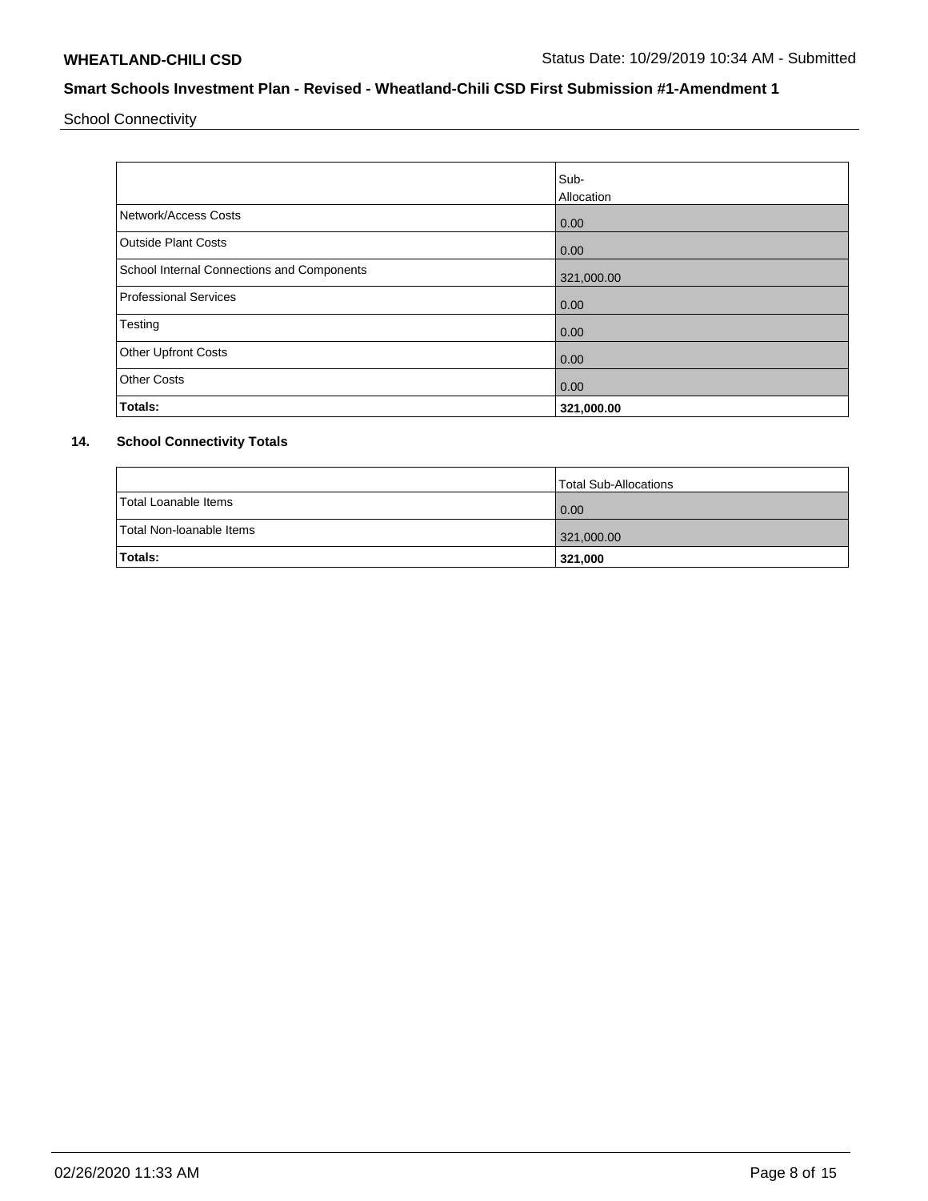School Connectivity

| | Sub-Allocation |
|---|---|
| Network/Access Costs | 0.00 |
| Outside Plant Costs | 0.00 |
| School Internal Connections and Components | 321,000.00 |
| Professional Services | 0.00 |
| Testing | 0.00 |
| Other Upfront Costs | 0.00 |
| Other Costs | 0.00 |
| **Totals:** | **321,000.00** |

**14. School Connectivity Totals**

| | Total Sub-Allocations |
|---|---|
| Total Loanable Items | 0.00 |
| Total Non-loanable Items | 321,000.00 |
| **Totals:** | **321,000** |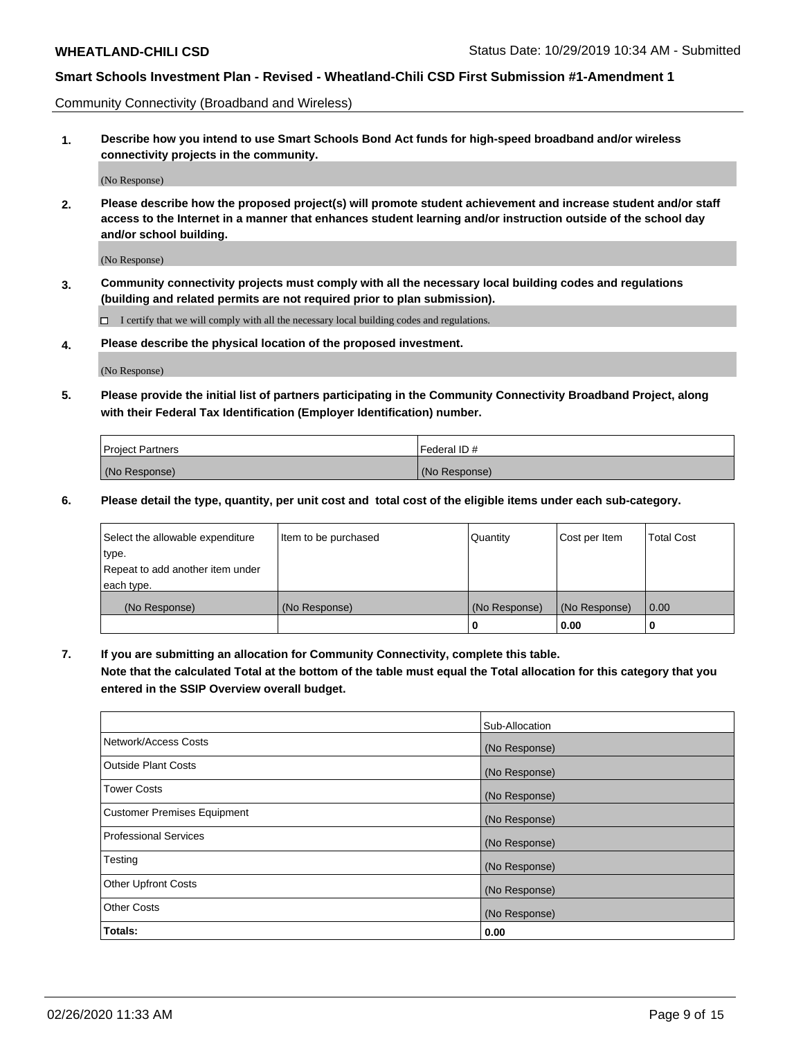Community Connectivity (Broadband and Wireless)

**1. Describe how you intend to use Smart Schools Bond Act funds for high-speed broadband and/or wireless connectivity projects in the community.**

(No Response)

**2. Please describe how the proposed project(s) will promote student achievement and increase student and/or staff access to the Internet in a manner that enhances student learning and/or instruction outside of the school day and/or school building.**

(No Response)

**3. Community connectivity projects must comply with all the necessary local building codes and regulations (building and related permits are not required prior to plan submission).**

☐ I certify that we will comply with all the necessary local building codes and regulations.

**4. Please describe the physical location of the proposed investment.**

(No Response)

**5. Please provide the initial list of partners participating in the Community Connectivity Broadband Project, along with their Federal Tax Identification (Employer Identification) number.**

| Project Partners | Federal ID # |
|---|---|
| (No Response) | (No Response) |

**6. Please detail the type, quantity, per unit cost and total cost of the eligible items under each sub-category.**

| Select the allowable expenditure type. Repeat to add another item under each type. | Item to be purchased | Quantity | Cost per Item | Total Cost |
|---|---|---|---|---|
| (No Response) | (No Response) | (No Response) | (No Response) | 0.00 |
| | | **0** | **0.00** | **0** |

**7. If you are submitting an allocation for Community Connectivity, complete this table. Note that the calculated Total at the bottom of the table must equal the Total allocation for this category that you entered in the SSIP Overview overall budget.**

| | Sub-Allocation |
|---|---|
| Network/Access Costs | (No Response) |
| Outside Plant Costs | (No Response) |
| Tower Costs | (No Response) |
| Customer Premises Equipment | (No Response) |
| Professional Services | (No Response) |
| Testing | (No Response) |
| Other Upfront Costs | (No Response) |
| Other Costs | (No Response) |
| **Totals:** | **0.00** |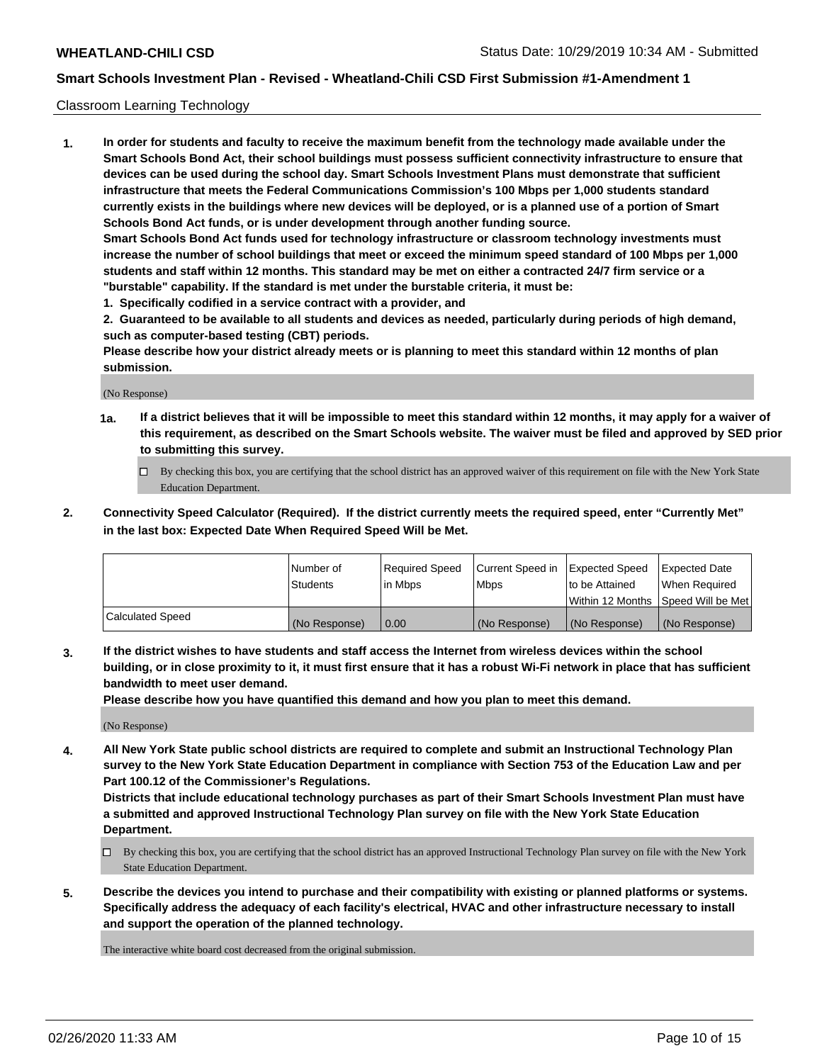Classroom Learning Technology

**1. In order for students and faculty to receive the maximum benefit from the technology made available under the Smart Schools Bond Act, their school buildings must possess sufficient connectivity infrastructure to ensure that devices can be used during the school day. Smart Schools Investment Plans must demonstrate that sufficient infrastructure that meets the Federal Communications Commission's 100 Mbps per 1,000 students standard currently exists in the buildings where new devices will be deployed, or is a planned use of a portion of Smart Schools Bond Act funds, or is under development through another funding source.**

**Smart Schools Bond Act funds used for technology infrastructure or classroom technology investments must increase the number of school buildings that meet or exceed the minimum speed standard of 100 Mbps per 1,000 students and staff within 12 months. This standard may be met on either a contracted 24/7 firm service or a "burstable" capability. If the standard is met under the burstable criteria, it must be:**

**1. Specifically codified in a service contract with a provider, and**

**2. Guaranteed to be available to all students and devices as needed, particularly during periods of high demand, such as computer-based testing (CBT) periods.**

**Please describe how your district already meets or is planning to meet this standard within 12 months of plan submission.**

(No Response)

**1a. If a district believes that it will be impossible to meet this standard within 12 months, it may apply for a waiver of this requirement, as described on the Smart Schools website. The waiver must be filed and approved by SED prior to submitting this survey.**

☐ By checking this box, you are certifying that the school district has an approved waiver of this requirement on file with the New York State Education Department.

**2. Connectivity Speed Calculator (Required). If the district currently meets the required speed, enter "Currently Met" in the last box: Expected Date When Required Speed Will be Met.**

| | Number of Students | Required Speed in Mbps | Current Speed in Mbps | Expected Speed to be Attained Within 12 Months | Expected Date When Required Speed Will be Met |
|---|---|---|---|---|---|
| Calculated Speed | (No Response) | 0.00 | (No Response) | (No Response) | (No Response) |

**3. If the district wishes to have students and staff access the Internet from wireless devices within the school building, or in close proximity to it, it must first ensure that it has a robust Wi-Fi network in place that has sufficient bandwidth to meet user demand.**

**Please describe how you have quantified this demand and how you plan to meet this demand.**

(No Response)

**4. All New York State public school districts are required to complete and submit an Instructional Technology Plan survey to the New York State Education Department in compliance with Section 753 of the Education Law and per Part 100.12 of the Commissioner's Regulations.**

**Districts that include educational technology purchases as part of their Smart Schools Investment Plan must have a submitted and approved Instructional Technology Plan survey on file with the New York State Education Department.**

☐ By checking this box, you are certifying that the school district has an approved Instructional Technology Plan survey on file with the New York State Education Department.

**5. Describe the devices you intend to purchase and their compatibility with existing or planned platforms or systems. Specifically address the adequacy of each facility's electrical, HVAC and other infrastructure necessary to install and support the operation of the planned technology.**

The interactive white board cost decreased from the original submission.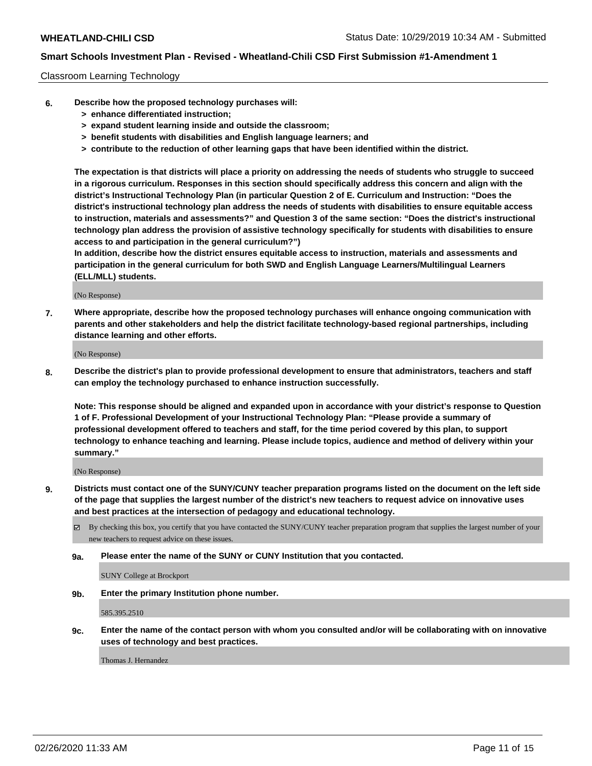Classroom Learning Technology

**6. Describe how the proposed technology purchases will:**
- **> enhance differentiated instruction;**
- **> expand student learning inside and outside the classroom;**
- **> benefit students with disabilities and English language learners; and**
- **> contribute to the reduction of other learning gaps that have been identified within the district.**

**The expectation is that districts will place a priority on addressing the needs of students who struggle to succeed in a rigorous curriculum. Responses in this section should specifically address this concern and align with the district's Instructional Technology Plan (in particular Question 2 of E. Curriculum and Instruction: "Does the district's instructional technology plan address the needs of students with disabilities to ensure equitable access to instruction, materials and assessments?" and Question 3 of the same section: "Does the district's instructional technology plan address the provision of assistive technology specifically for students with disabilities to ensure access to and participation in the general curriculum?")**

**In addition, describe how the district ensures equitable access to instruction, materials and assessments and participation in the general curriculum for both SWD and English Language Learners/Multilingual Learners (ELL/MLL) students.**

(No Response)

**7. Where appropriate, describe how the proposed technology purchases will enhance ongoing communication with parents and other stakeholders and help the district facilitate technology-based regional partnerships, including distance learning and other efforts.**

(No Response)

**8. Describe the district's plan to provide professional development to ensure that administrators, teachers and staff can employ the technology purchased to enhance instruction successfully.**

**Note: This response should be aligned and expanded upon in accordance with your district's response to Question 1 of F. Professional Development of your Instructional Technology Plan: "Please provide a summary of professional development offered to teachers and staff, for the time period covered by this plan, to support technology to enhance teaching and learning. Please include topics, audience and method of delivery within your summary."**

(No Response)

**9. Districts must contact one of the SUNY/CUNY teacher preparation programs listed on the document on the left side of the page that supplies the largest number of the district's new teachers to request advice on innovative uses and best practices at the intersection of pedagogy and educational technology.**

☑ By checking this box, you certify that you have contacted the SUNY/CUNY teacher preparation program that supplies the largest number of your new teachers to request advice on these issues.

**9a. Please enter the name of the SUNY or CUNY Institution that you contacted.**

SUNY College at Brockport

**9b. Enter the primary Institution phone number.**

585.395.2510

**9c. Enter the name of the contact person with whom you consulted and/or will be collaborating with on innovative uses of technology and best practices.**

Thomas J. Hernandez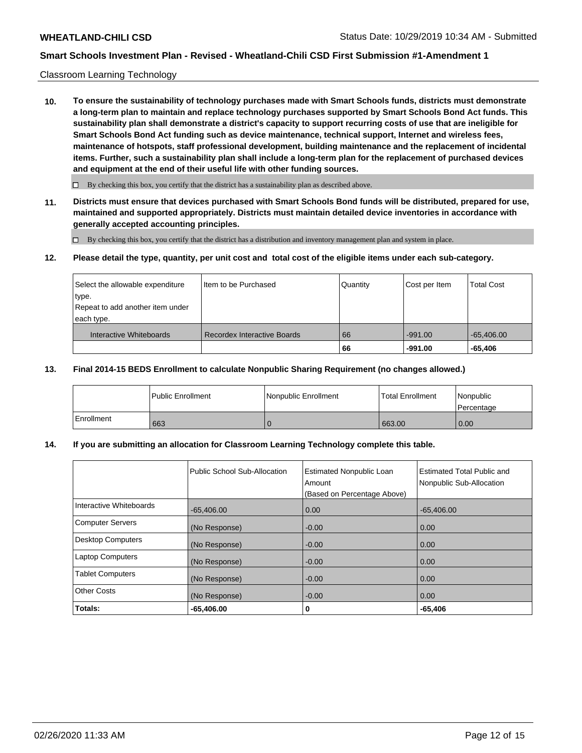Classroom Learning Technology

**10. To ensure the sustainability of technology purchases made with Smart Schools funds, districts must demonstrate a long-term plan to maintain and replace technology purchases supported by Smart Schools Bond Act funds. This sustainability plan shall demonstrate a district's capacity to support recurring costs of use that are ineligible for Smart Schools Bond Act funding such as device maintenance, technical support, Internet and wireless fees, maintenance of hotspots, staff professional development, building maintenance and the replacement of incidental items. Further, such a sustainability plan shall include a long-term plan for the replacement of purchased devices and equipment at the end of their useful life with other funding sources.**

☐ By checking this box, you certify that the district has a sustainability plan as described above.

**11. Districts must ensure that devices purchased with Smart Schools Bond funds will be distributed, prepared for use, maintained and supported appropriately. Districts must maintain detailed device inventories in accordance with generally accepted accounting principles.**

☐ By checking this box, you certify that the district has a distribution and inventory management plan and system in place.

**12. Please detail the type, quantity, per unit cost and total cost of the eligible items under each sub-category.**

| Select the allowable expenditure type. Repeat to add another item under each type. | Item to be Purchased | Quantity | Cost per Item | Total Cost |
|---|---|---|---|---|
| Interactive Whiteboards | Recordex Interactive Boards | 66 | -991.00 | -65,406.00 |
| | | **66** | **-991.00** | **-65,406** |

**13. Final 2014-15 BEDS Enrollment to calculate Nonpublic Sharing Requirement (no changes allowed.)**

| | Public Enrollment | Nonpublic Enrollment | Total Enrollment | Nonpublic Percentage |
|---|---|---|---|---|
| Enrollment | 663 | 0 | 663.00 | 0.00 |

**14. If you are submitting an allocation for Classroom Learning Technology complete this table.**

| | Public School Sub-Allocation | Estimated Nonpublic Loan Amount (Based on Percentage Above) | Estimated Total Public and Nonpublic Sub-Allocation |
|---|---|---|---|
| Interactive Whiteboards | -65,406.00 | 0.00 | -65,406.00 |
| Computer Servers | (No Response) | -0.00 | 0.00 |
| Desktop Computers | (No Response) | -0.00 | 0.00 |
| Laptop Computers | (No Response) | -0.00 | 0.00 |
| Tablet Computers | (No Response) | -0.00 | 0.00 |
| Other Costs | (No Response) | -0.00 | 0.00 |
| **Totals:** | **-65,406.00** | **0** | **-65,406** |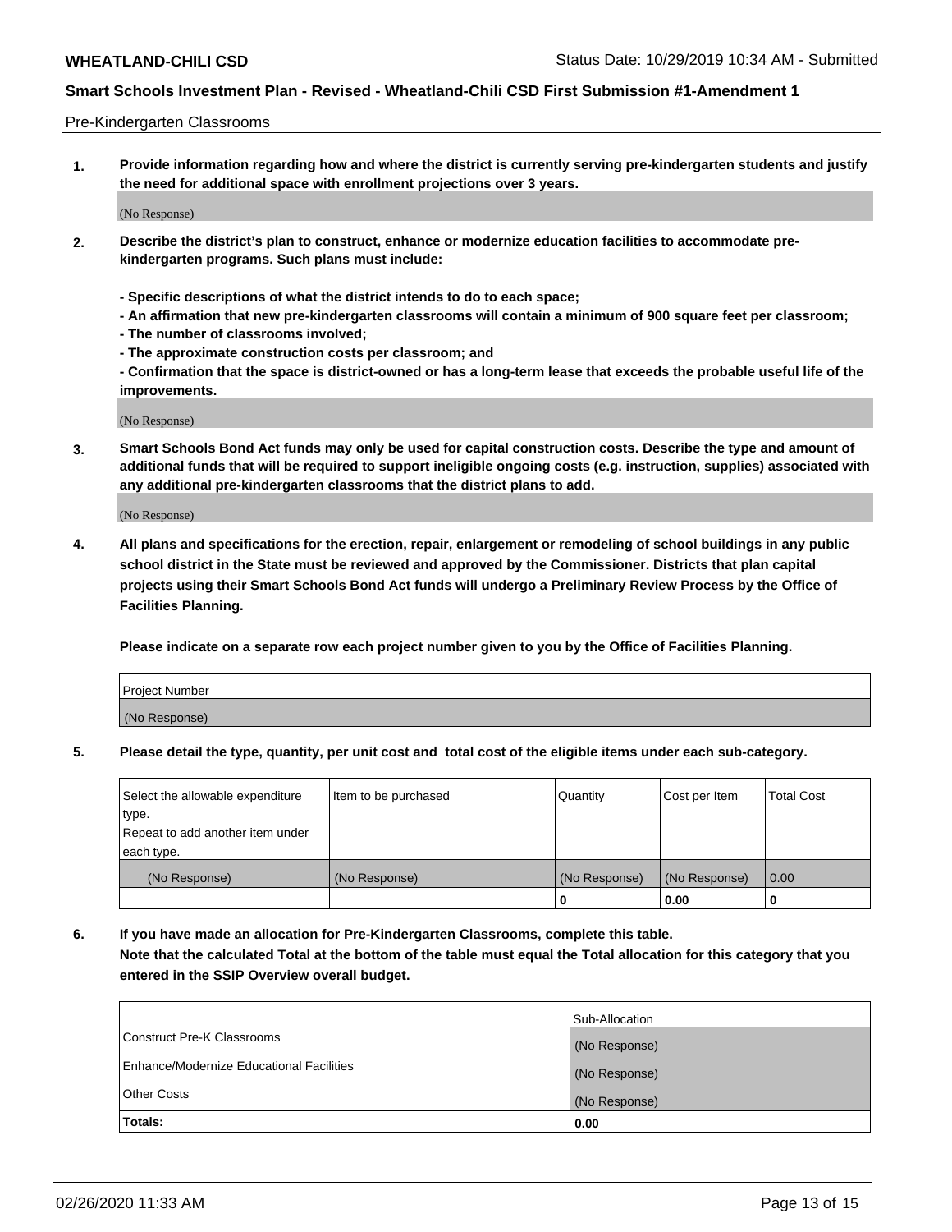Pre-Kindergarten Classrooms

**1. Provide information regarding how and where the district is currently serving pre-kindergarten students and justify the need for additional space with enrollment projections over 3 years.**

(No Response)

**2. Describe the district's plan to construct, enhance or modernize education facilities to accommodate pre-kindergarten programs. Such plans must include:**

**- Specific descriptions of what the district intends to do to each space;**
**- An affirmation that new pre-kindergarten classrooms will contain a minimum of 900 square feet per classroom;**
**- The number of classrooms involved;**
**- The approximate construction costs per classroom; and**
**- Confirmation that the space is district-owned or has a long-term lease that exceeds the probable useful life of the improvements.**

(No Response)

**3. Smart Schools Bond Act funds may only be used for capital construction costs. Describe the type and amount of additional funds that will be required to support ineligible ongoing costs (e.g. instruction, supplies) associated with any additional pre-kindergarten classrooms that the district plans to add.**

(No Response)

**4. All plans and specifications for the erection, repair, enlargement or remodeling of school buildings in any public school district in the State must be reviewed and approved by the Commissioner. Districts that plan capital projects using their Smart Schools Bond Act funds will undergo a Preliminary Review Process by the Office of Facilities Planning.**

**Please indicate on a separate row each project number given to you by the Office of Facilities Planning.**

| Project Number |
|---|
| (No Response) |

**5. Please detail the type, quantity, per unit cost and total cost of the eligible items under each sub-category.**

| Select the allowable expenditure type. Repeat to add another item under each type. | Item to be purchased | Quantity | Cost per Item | Total Cost |
|---|---|---|---|---|
| (No Response) | (No Response) | (No Response) | (No Response) | 0.00 |
| | | 0 | 0.00 | 0 |

**6. If you have made an allocation for Pre-Kindergarten Classrooms, complete this table. Note that the calculated Total at the bottom of the table must equal the Total allocation for this category that you entered in the SSIP Overview overall budget.**

| | Sub-Allocation |
|---|---|
| Construct Pre-K Classrooms | (No Response) |
| Enhance/Modernize Educational Facilities | (No Response) |
| Other Costs | (No Response) |
| **Totals:** | **0.00** |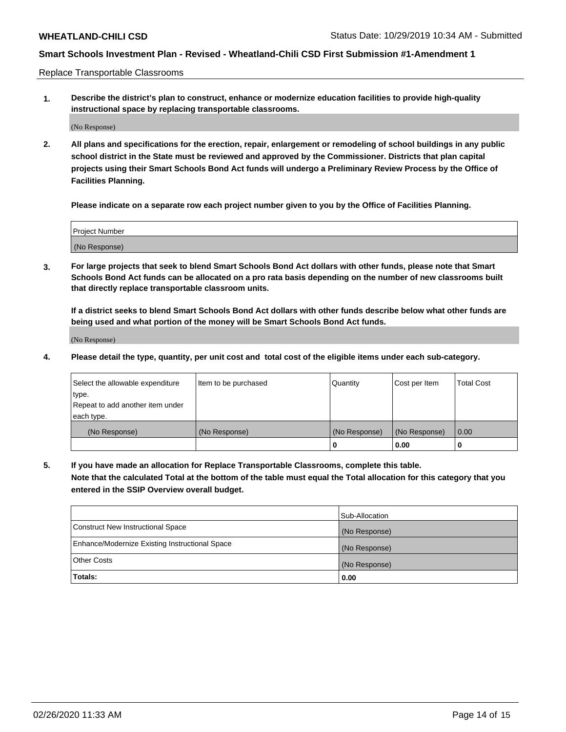Replace Transportable Classrooms

1. **Describe the district's plan to construct, enhance or modernize education facilities to provide high-quality instructional space by replacing transportable classrooms.**

(No Response)

2. **All plans and specifications for the erection, repair, enlargement or remodeling of school buildings in any public school district in the State must be reviewed and approved by the Commissioner. Districts that plan capital projects using their Smart Schools Bond Act funds will undergo a Preliminary Review Process by the Office of Facilities Planning.**

**Please indicate on a separate row each project number given to you by the Office of Facilities Planning.**

| Project Number |
| --- |
| (No Response) |

3. **For large projects that seek to blend Smart Schools Bond Act dollars with other funds, please note that Smart Schools Bond Act funds can be allocated on a pro rata basis depending on the number of new classrooms built that directly replace transportable classroom units.**

**If a district seeks to blend Smart Schools Bond Act dollars with other funds describe below what other funds are being used and what portion of the money will be Smart Schools Bond Act funds.**

(No Response)

4. **Please detail the type, quantity, per unit cost and total cost of the eligible items under each sub-category.**

| Select the allowable expenditure type. Repeat to add another item under each type. | Item to be purchased | Quantity | Cost per Item | Total Cost |
| --- | --- | --- | --- | --- |
| (No Response) | (No Response) | (No Response) | (No Response) | 0.00 |
| | | 0 | 0.00 | 0 |

5. **If you have made an allocation for Replace Transportable Classrooms, complete this table. Note that the calculated Total at the bottom of the table must equal the Total allocation for this category that you entered in the SSIP Overview overall budget.**

| | Sub-Allocation |
| --- | --- |
| Construct New Instructional Space | (No Response) |
| Enhance/Modernize Existing Instructional Space | (No Response) |
| Other Costs | (No Response) |
| **Totals:** | **0.00** |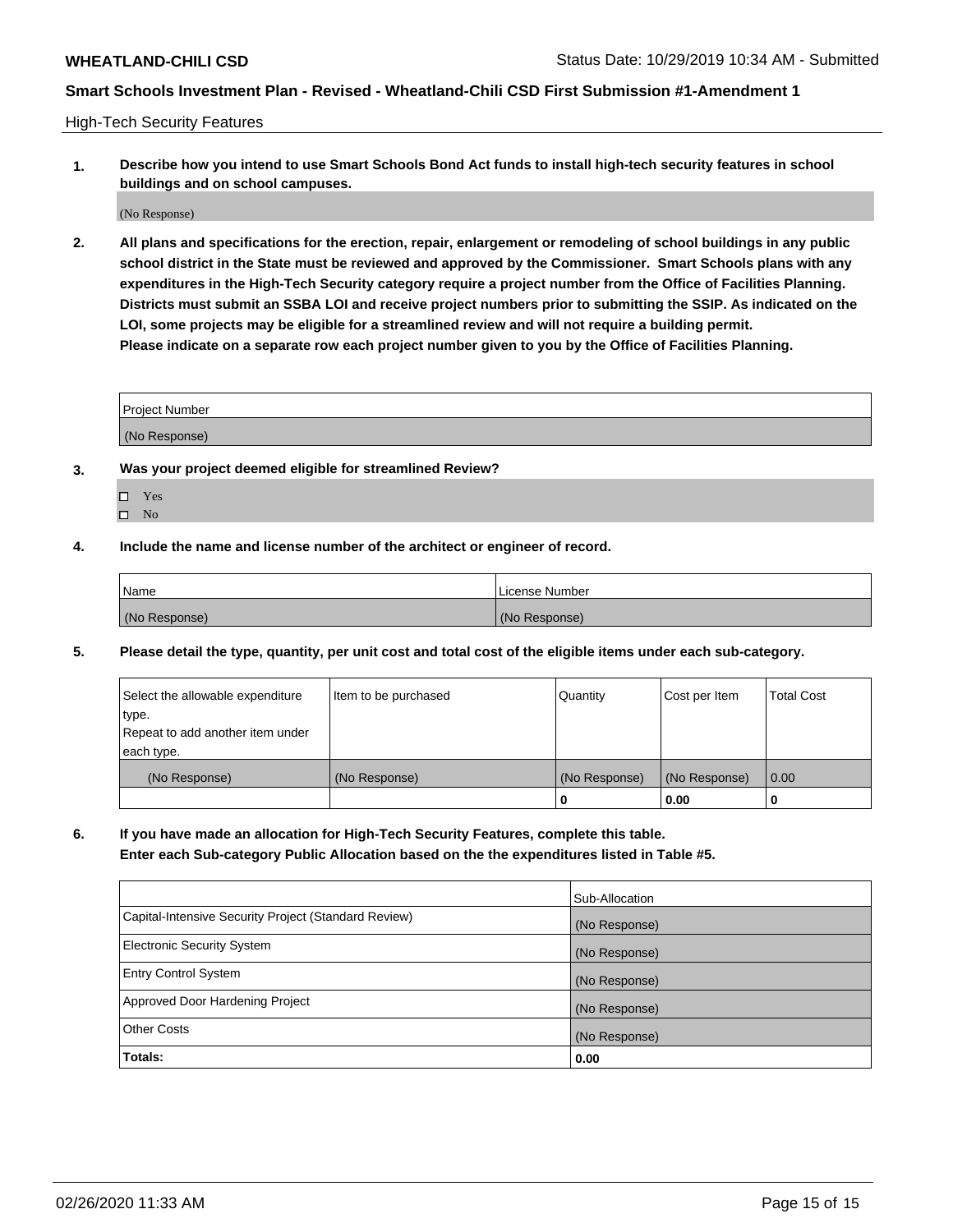High-Tech Security Features

**1. Describe how you intend to use Smart Schools Bond Act funds to install high-tech security features in school buildings and on school campuses.**

(No Response)

**2. All plans and specifications for the erection, repair, enlargement or remodeling of school buildings in any public school district in the State must be reviewed and approved by the Commissioner. Smart Schools plans with any expenditures in the High-Tech Security category require a project number from the Office of Facilities Planning. Districts must submit an SSBA LOI and receive project numbers prior to submitting the SSIP. As indicated on the LOI, some projects may be eligible for a streamlined review and will not require a building permit. Please indicate on a separate row each project number given to you by the Office of Facilities Planning.**

| Project Number |
|---|
| (No Response) |

**3. Was your project deemed eligible for streamlined Review?**

- ☐ Yes
- ☐ No

**4. Include the name and license number of the architect or engineer of record.**

| Name | License Number |
|---|---|
| (No Response) | (No Response) |

**5. Please detail the type, quantity, per unit cost and total cost of the eligible items under each sub-category.**

| Select the allowable expenditure type. Repeat to add another item under each type. | Item to be purchased | Quantity | Cost per Item | Total Cost |
|---|---|---|---|---|
| (No Response) | (No Response) | (No Response) | (No Response) | 0.00 |
| | | 0 | 0.00 | 0 |

**6. If you have made an allocation for High-Tech Security Features, complete this table. Enter each Sub-category Public Allocation based on the the expenditures listed in Table #5.**

| | Sub-Allocation |
|---|---|
| Capital-Intensive Security Project (Standard Review) | (No Response) |
| Electronic Security System | (No Response) |
| Entry Control System | (No Response) |
| Approved Door Hardening Project | (No Response) |
| Other Costs | (No Response) |
| **Totals:** | **0.00** |